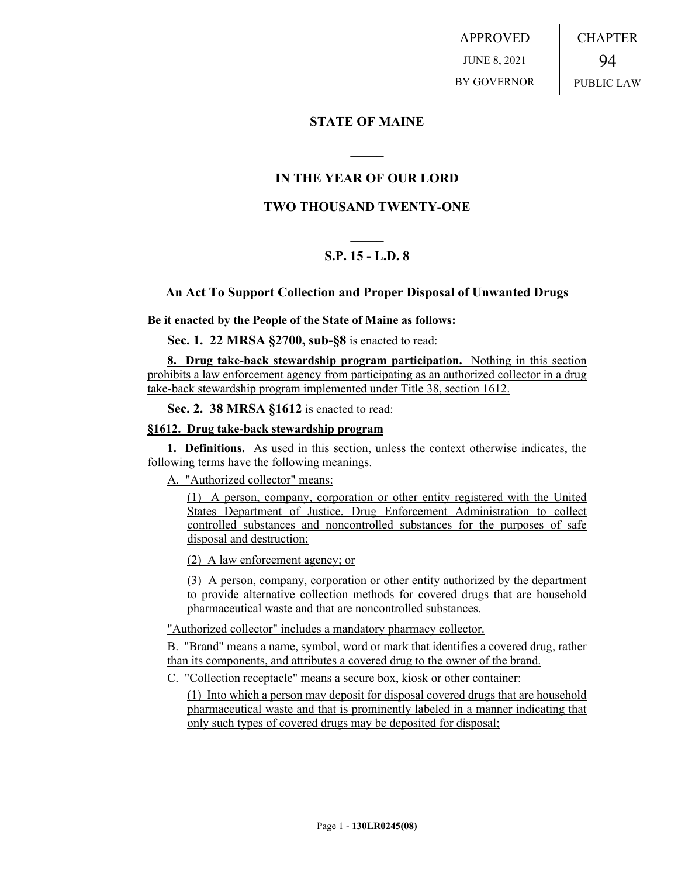APPROVED
JUNE 8, 2021
BY GOVERNOR

CHAPTER
94
PUBLIC LAW

## STATE OF MAINE

## IN THE YEAR OF OUR LORD

## TWO THOUSAND TWENTY-ONE

## S.P. 15 - L.D. 8

### An Act To Support Collection and Proper Disposal of Unwanted Drugs

**Be it enacted by the People of the State of Maine as follows:**

**Sec. 1. 22 MRSA §2700, sub-§8** is enacted to read:

**8. Drug take-back stewardship program participation.** Nothing in this section prohibits a law enforcement agency from participating as an authorized collector in a drug take-back stewardship program implemented under Title 38, section 1612.

**Sec. 2. 38 MRSA §1612** is enacted to read:

**§1612. Drug take-back stewardship program**

**1. Definitions.** As used in this section, unless the context otherwise indicates, the following terms have the following meanings.

A. "Authorized collector" means:

(1) A person, company, corporation or other entity registered with the United States Department of Justice, Drug Enforcement Administration to collect controlled substances and noncontrolled substances for the purposes of safe disposal and destruction;

(2) A law enforcement agency; or

(3) A person, company, corporation or other entity authorized by the department to provide alternative collection methods for covered drugs that are household pharmaceutical waste and that are noncontrolled substances.

"Authorized collector" includes a mandatory pharmacy collector.

B. "Brand" means a name, symbol, word or mark that identifies a covered drug, rather than its components, and attributes a covered drug to the owner of the brand.

C. "Collection receptacle" means a secure box, kiosk or other container:

(1) Into which a person may deposit for disposal covered drugs that are household pharmaceutical waste and that is prominently labeled in a manner indicating that only such types of covered drugs may be deposited for disposal;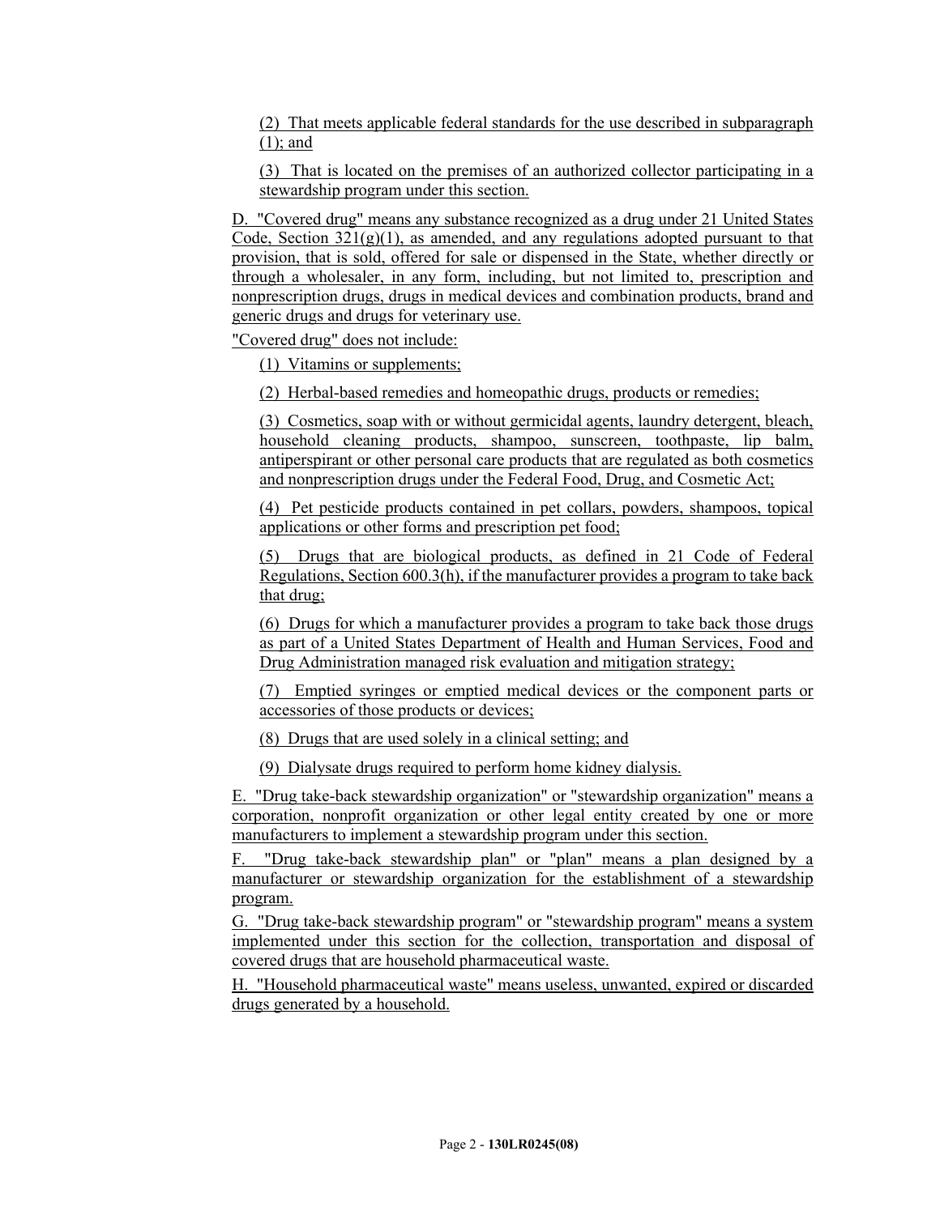(2) That meets applicable federal standards for the use described in subparagraph (1); and

(3) That is located on the premises of an authorized collector participating in a stewardship program under this section.

D. "Covered drug" means any substance recognized as a drug under 21 United States Code, Section 321(g)(1), as amended, and any regulations adopted pursuant to that provision, that is sold, offered for sale or dispensed in the State, whether directly or through a wholesaler, in any form, including, but not limited to, prescription and nonprescription drugs, drugs in medical devices and combination products, brand and generic drugs and drugs for veterinary use.

"Covered drug" does not include:

(1) Vitamins or supplements;

(2) Herbal-based remedies and homeopathic drugs, products or remedies;

(3) Cosmetics, soap with or without germicidal agents, laundry detergent, bleach, household cleaning products, shampoo, sunscreen, toothpaste, lip balm, antiperspirant or other personal care products that are regulated as both cosmetics and nonprescription drugs under the Federal Food, Drug, and Cosmetic Act;

(4) Pet pesticide products contained in pet collars, powders, shampoos, topical applications or other forms and prescription pet food;

(5) Drugs that are biological products, as defined in 21 Code of Federal Regulations, Section 600.3(h), if the manufacturer provides a program to take back that drug;

(6) Drugs for which a manufacturer provides a program to take back those drugs as part of a United States Department of Health and Human Services, Food and Drug Administration managed risk evaluation and mitigation strategy;

(7) Emptied syringes or emptied medical devices or the component parts or accessories of those products or devices;

(8) Drugs that are used solely in a clinical setting; and

(9) Dialysate drugs required to perform home kidney dialysis.

E. "Drug take-back stewardship organization" or "stewardship organization" means a corporation, nonprofit organization or other legal entity created by one or more manufacturers to implement a stewardship program under this section.

F. "Drug take-back stewardship plan" or "plan" means a plan designed by a manufacturer or stewardship organization for the establishment of a stewardship program.

G. "Drug take-back stewardship program" or "stewardship program" means a system implemented under this section for the collection, transportation and disposal of covered drugs that are household pharmaceutical waste.

H. "Household pharmaceutical waste" means useless, unwanted, expired or discarded drugs generated by a household.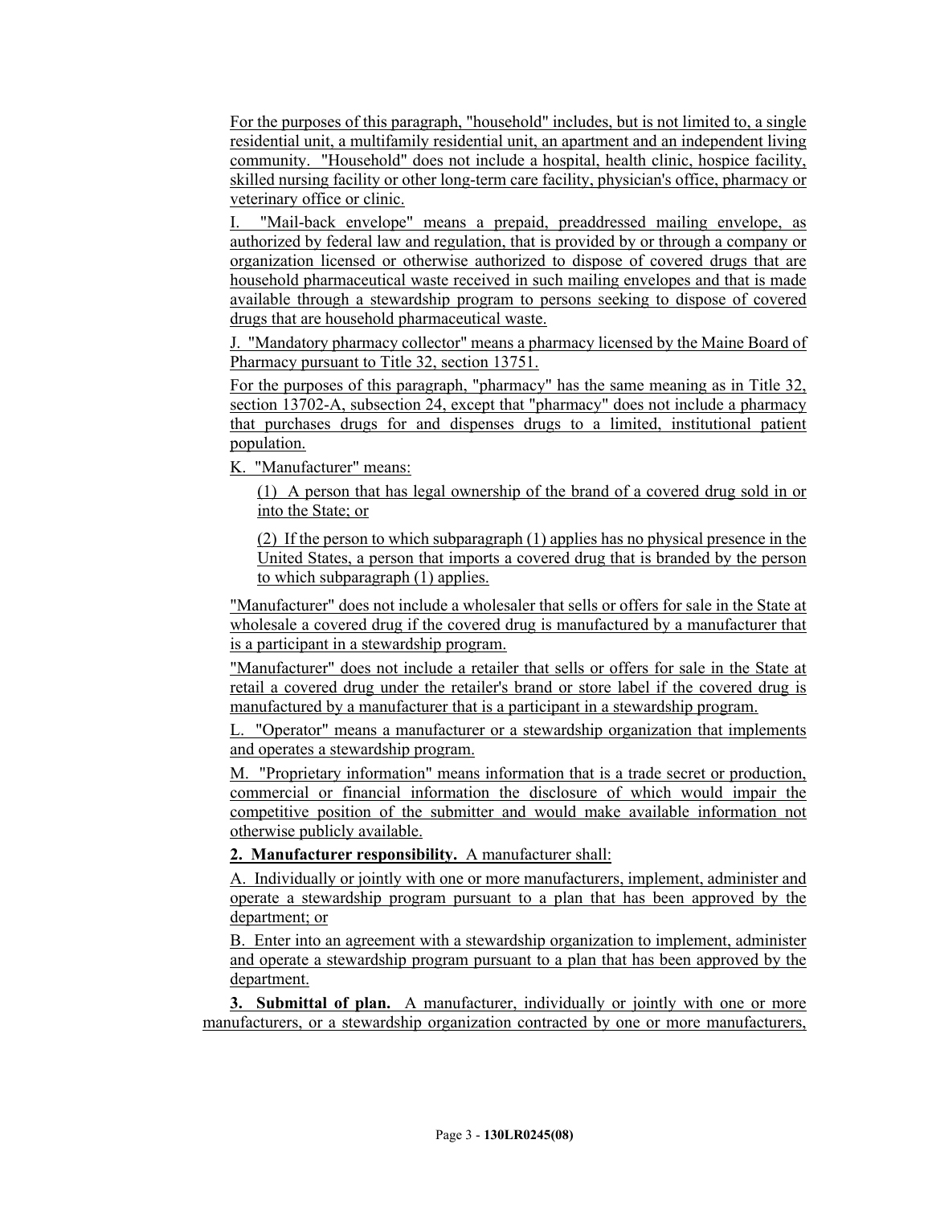For the purposes of this paragraph, "household" includes, but is not limited to, a single residential unit, a multifamily residential unit, an apartment and an independent living community. "Household" does not include a hospital, health clinic, hospice facility, skilled nursing facility or other long-term care facility, physician's office, pharmacy or veterinary office or clinic.

I. "Mail-back envelope" means a prepaid, preaddressed mailing envelope, as authorized by federal law and regulation, that is provided by or through a company or organization licensed or otherwise authorized to dispose of covered drugs that are household pharmaceutical waste received in such mailing envelopes and that is made available through a stewardship program to persons seeking to dispose of covered drugs that are household pharmaceutical waste.

J. "Mandatory pharmacy collector" means a pharmacy licensed by the Maine Board of Pharmacy pursuant to Title 32, section 13751.

For the purposes of this paragraph, "pharmacy" has the same meaning as in Title 32, section 13702-A, subsection 24, except that "pharmacy" does not include a pharmacy that purchases drugs for and dispenses drugs to a limited, institutional patient population.

K. "Manufacturer" means:

(1) A person that has legal ownership of the brand of a covered drug sold in or into the State; or

(2) If the person to which subparagraph (1) applies has no physical presence in the United States, a person that imports a covered drug that is branded by the person to which subparagraph (1) applies.

"Manufacturer" does not include a wholesaler that sells or offers for sale in the State at wholesale a covered drug if the covered drug is manufactured by a manufacturer that is a participant in a stewardship program.

"Manufacturer" does not include a retailer that sells or offers for sale in the State at retail a covered drug under the retailer's brand or store label if the covered drug is manufactured by a manufacturer that is a participant in a stewardship program.

L. "Operator" means a manufacturer or a stewardship organization that implements and operates a stewardship program.

M. "Proprietary information" means information that is a trade secret or production, commercial or financial information the disclosure of which would impair the competitive position of the submitter and would make available information not otherwise publicly available.

**2. Manufacturer responsibility.** A manufacturer shall:

A. Individually or jointly with one or more manufacturers, implement, administer and operate a stewardship program pursuant to a plan that has been approved by the department; or

B. Enter into an agreement with a stewardship organization to implement, administer and operate a stewardship program pursuant to a plan that has been approved by the department.

**3. Submittal of plan.** A manufacturer, individually or jointly with one or more manufacturers, or a stewardship organization contracted by one or more manufacturers,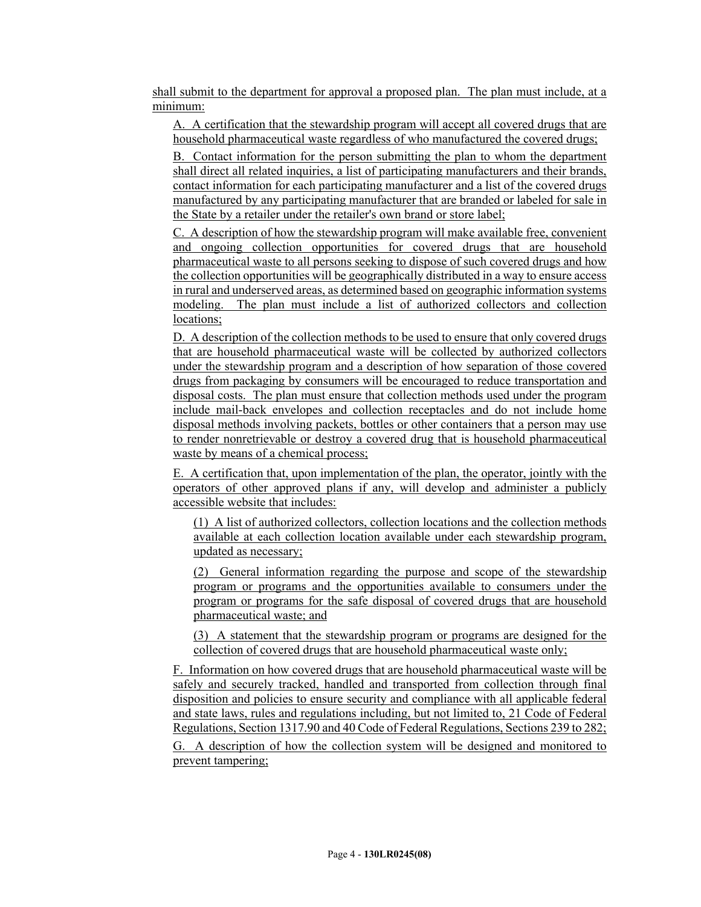shall submit to the department for approval a proposed plan. The plan must include, at a minimum:

A. A certification that the stewardship program will accept all covered drugs that are household pharmaceutical waste regardless of who manufactured the covered drugs;

B. Contact information for the person submitting the plan to whom the department shall direct all related inquiries, a list of participating manufacturers and their brands, contact information for each participating manufacturer and a list of the covered drugs manufactured by any participating manufacturer that are branded or labeled for sale in the State by a retailer under the retailer's own brand or store label;

C. A description of how the stewardship program will make available free, convenient and ongoing collection opportunities for covered drugs that are household pharmaceutical waste to all persons seeking to dispose of such covered drugs and how the collection opportunities will be geographically distributed in a way to ensure access in rural and underserved areas, as determined based on geographic information systems modeling. The plan must include a list of authorized collectors and collection locations;

D. A description of the collection methods to be used to ensure that only covered drugs that are household pharmaceutical waste will be collected by authorized collectors under the stewardship program and a description of how separation of those covered drugs from packaging by consumers will be encouraged to reduce transportation and disposal costs. The plan must ensure that collection methods used under the program include mail-back envelopes and collection receptacles and do not include home disposal methods involving packets, bottles or other containers that a person may use to render nonretrievable or destroy a covered drug that is household pharmaceutical waste by means of a chemical process;

E. A certification that, upon implementation of the plan, the operator, jointly with the operators of other approved plans if any, will develop and administer a publicly accessible website that includes:

(1) A list of authorized collectors, collection locations and the collection methods available at each collection location available under each stewardship program, updated as necessary;

(2) General information regarding the purpose and scope of the stewardship program or programs and the opportunities available to consumers under the program or programs for the safe disposal of covered drugs that are household pharmaceutical waste; and

(3) A statement that the stewardship program or programs are designed for the collection of covered drugs that are household pharmaceutical waste only;

F. Information on how covered drugs that are household pharmaceutical waste will be safely and securely tracked, handled and transported from collection through final disposition and policies to ensure security and compliance with all applicable federal and state laws, rules and regulations including, but not limited to, 21 Code of Federal Regulations, Section 1317.90 and 40 Code of Federal Regulations, Sections 239 to 282;

G. A description of how the collection system will be designed and monitored to prevent tampering;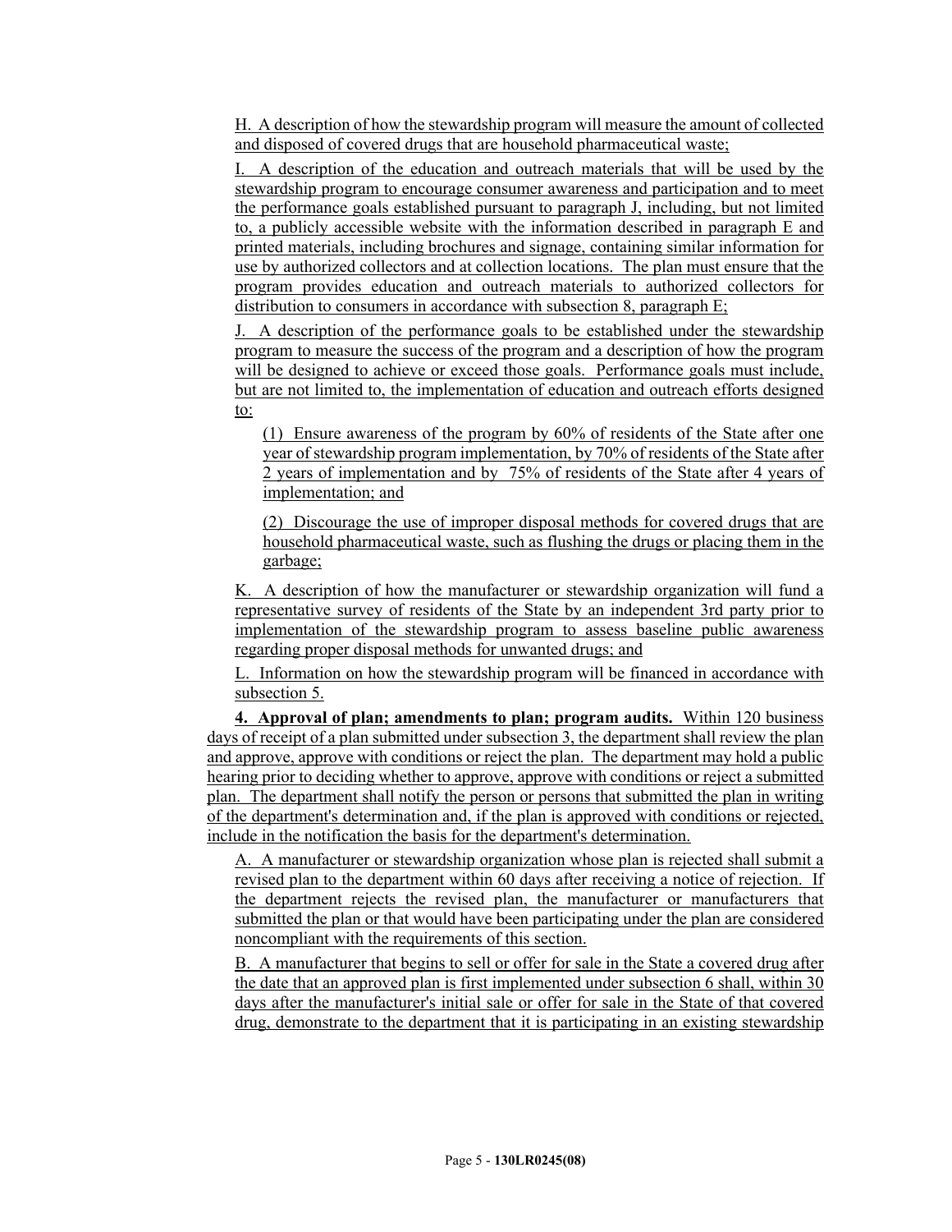H. A description of how the stewardship program will measure the amount of collected and disposed of covered drugs that are household pharmaceutical waste;

I. A description of the education and outreach materials that will be used by the stewardship program to encourage consumer awareness and participation and to meet the performance goals established pursuant to paragraph J, including, but not limited to, a publicly accessible website with the information described in paragraph E and printed materials, including brochures and signage, containing similar information for use by authorized collectors and at collection locations. The plan must ensure that the program provides education and outreach materials to authorized collectors for distribution to consumers in accordance with subsection 8, paragraph E;

J. A description of the performance goals to be established under the stewardship program to measure the success of the program and a description of how the program will be designed to achieve or exceed those goals. Performance goals must include, but are not limited to, the implementation of education and outreach efforts designed to:

(1) Ensure awareness of the program by 60% of residents of the State after one year of stewardship program implementation, by 70% of residents of the State after 2 years of implementation and by 75% of residents of the State after 4 years of implementation; and

(2) Discourage the use of improper disposal methods for covered drugs that are household pharmaceutical waste, such as flushing the drugs or placing them in the garbage;

K. A description of how the manufacturer or stewardship organization will fund a representative survey of residents of the State by an independent 3rd party prior to implementation of the stewardship program to assess baseline public awareness regarding proper disposal methods for unwanted drugs; and

L. Information on how the stewardship program will be financed in accordance with subsection 5.

**4. Approval of plan; amendments to plan; program audits.** Within 120 business days of receipt of a plan submitted under subsection 3, the department shall review the plan and approve, approve with conditions or reject the plan. The department may hold a public hearing prior to deciding whether to approve, approve with conditions or reject a submitted plan. The department shall notify the person or persons that submitted the plan in writing of the department's determination and, if the plan is approved with conditions or rejected, include in the notification the basis for the department's determination.

A. A manufacturer or stewardship organization whose plan is rejected shall submit a revised plan to the department within 60 days after receiving a notice of rejection. If the department rejects the revised plan, the manufacturer or manufacturers that submitted the plan or that would have been participating under the plan are considered noncompliant with the requirements of this section.

B. A manufacturer that begins to sell or offer for sale in the State a covered drug after the date that an approved plan is first implemented under subsection 6 shall, within 30 days after the manufacturer's initial sale or offer for sale in the State of that covered drug, demonstrate to the department that it is participating in an existing stewardship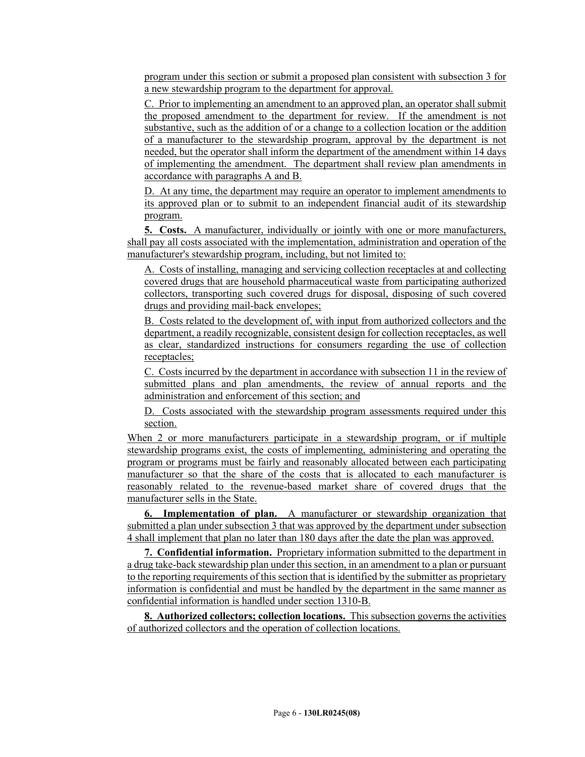program under this section or submit a proposed plan consistent with subsection 3 for a new stewardship program to the department for approval.

C. Prior to implementing an amendment to an approved plan, an operator shall submit the proposed amendment to the department for review. If the amendment is not substantive, such as the addition of or a change to a collection location or the addition of a manufacturer to the stewardship program, approval by the department is not needed, but the operator shall inform the department of the amendment within 14 days of implementing the amendment. The department shall review plan amendments in accordance with paragraphs A and B.

D. At any time, the department may require an operator to implement amendments to its approved plan or to submit to an independent financial audit of its stewardship program.

**5. Costs.** A manufacturer, individually or jointly with one or more manufacturers, shall pay all costs associated with the implementation, administration and operation of the manufacturer's stewardship program, including, but not limited to:

A. Costs of installing, managing and servicing collection receptacles at and collecting covered drugs that are household pharmaceutical waste from participating authorized collectors, transporting such covered drugs for disposal, disposing of such covered drugs and providing mail-back envelopes;

B. Costs related to the development of, with input from authorized collectors and the department, a readily recognizable, consistent design for collection receptacles, as well as clear, standardized instructions for consumers regarding the use of collection receptacles;

C. Costs incurred by the department in accordance with subsection 11 in the review of submitted plans and plan amendments, the review of annual reports and the administration and enforcement of this section; and

D. Costs associated with the stewardship program assessments required under this section.

When 2 or more manufacturers participate in a stewardship program, or if multiple stewardship programs exist, the costs of implementing, administering and operating the program or programs must be fairly and reasonably allocated between each participating manufacturer so that the share of the costs that is allocated to each manufacturer is reasonably related to the revenue-based market share of covered drugs that the manufacturer sells in the State.

**6. Implementation of plan.** A manufacturer or stewardship organization that submitted a plan under subsection 3 that was approved by the department under subsection 4 shall implement that plan no later than 180 days after the date the plan was approved.

**7. Confidential information.** Proprietary information submitted to the department in a drug take-back stewardship plan under this section, in an amendment to a plan or pursuant to the reporting requirements of this section that is identified by the submitter as proprietary information is confidential and must be handled by the department in the same manner as confidential information is handled under section 1310-B.

**8. Authorized collectors; collection locations.** This subsection governs the activities of authorized collectors and the operation of collection locations.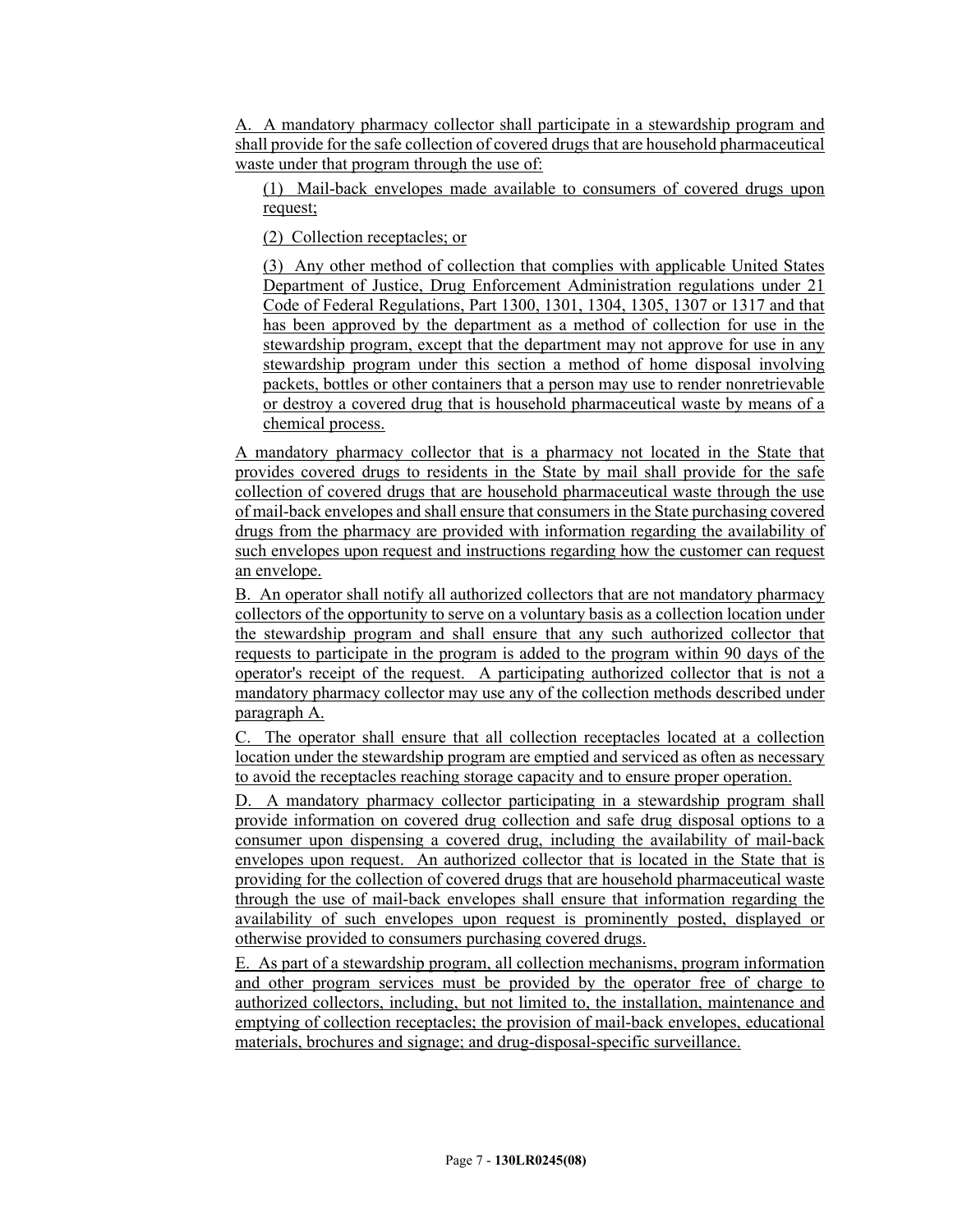A. A mandatory pharmacy collector shall participate in a stewardship program and shall provide for the safe collection of covered drugs that are household pharmaceutical waste under that program through the use of:

(1) Mail-back envelopes made available to consumers of covered drugs upon request;

(2) Collection receptacles; or

(3) Any other method of collection that complies with applicable United States Department of Justice, Drug Enforcement Administration regulations under 21 Code of Federal Regulations, Part 1300, 1301, 1304, 1305, 1307 or 1317 and that has been approved by the department as a method of collection for use in the stewardship program, except that the department may not approve for use in any stewardship program under this section a method of home disposal involving packets, bottles or other containers that a person may use to render nonretrievable or destroy a covered drug that is household pharmaceutical waste by means of a chemical process.

A mandatory pharmacy collector that is a pharmacy not located in the State that provides covered drugs to residents in the State by mail shall provide for the safe collection of covered drugs that are household pharmaceutical waste through the use of mail-back envelopes and shall ensure that consumers in the State purchasing covered drugs from the pharmacy are provided with information regarding the availability of such envelopes upon request and instructions regarding how the customer can request an envelope.

B. An operator shall notify all authorized collectors that are not mandatory pharmacy collectors of the opportunity to serve on a voluntary basis as a collection location under the stewardship program and shall ensure that any such authorized collector that requests to participate in the program is added to the program within 90 days of the operator's receipt of the request. A participating authorized collector that is not a mandatory pharmacy collector may use any of the collection methods described under paragraph A.

C. The operator shall ensure that all collection receptacles located at a collection location under the stewardship program are emptied and serviced as often as necessary to avoid the receptacles reaching storage capacity and to ensure proper operation.

D. A mandatory pharmacy collector participating in a stewardship program shall provide information on covered drug collection and safe drug disposal options to a consumer upon dispensing a covered drug, including the availability of mail-back envelopes upon request. An authorized collector that is located in the State that is providing for the collection of covered drugs that are household pharmaceutical waste through the use of mail-back envelopes shall ensure that information regarding the availability of such envelopes upon request is prominently posted, displayed or otherwise provided to consumers purchasing covered drugs.

E. As part of a stewardship program, all collection mechanisms, program information and other program services must be provided by the operator free of charge to authorized collectors, including, but not limited to, the installation, maintenance and emptying of collection receptacles; the provision of mail-back envelopes, educational materials, brochures and signage; and drug-disposal-specific surveillance.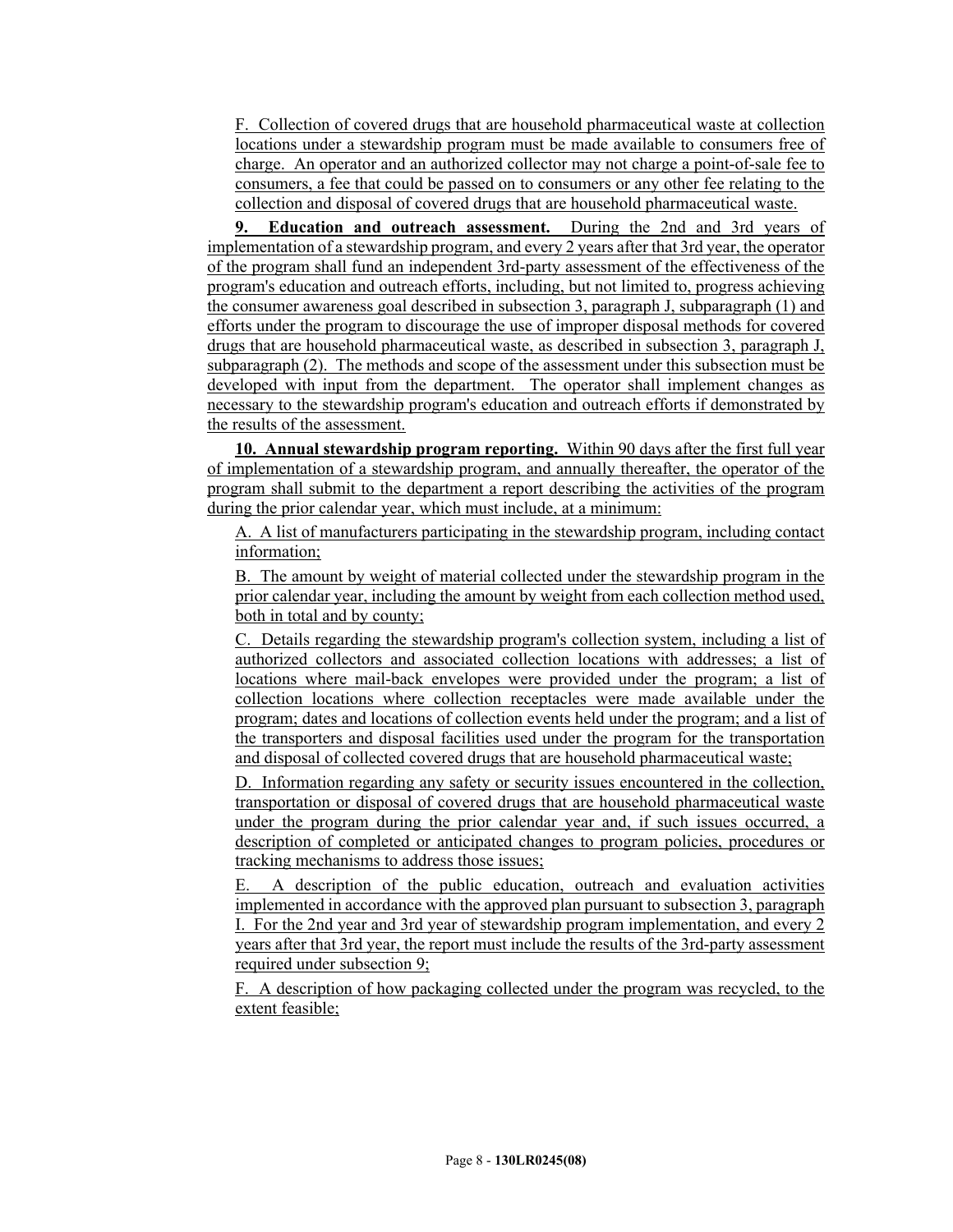F. Collection of covered drugs that are household pharmaceutical waste at collection locations under a stewardship program must be made available to consumers free of charge. An operator and an authorized collector may not charge a point-of-sale fee to consumers, a fee that could be passed on to consumers or any other fee relating to the collection and disposal of covered drugs that are household pharmaceutical waste.

**9. Education and outreach assessment.** During the 2nd and 3rd years of implementation of a stewardship program, and every 2 years after that 3rd year, the operator of the program shall fund an independent 3rd-party assessment of the effectiveness of the program's education and outreach efforts, including, but not limited to, progress achieving the consumer awareness goal described in subsection 3, paragraph J, subparagraph (1) and efforts under the program to discourage the use of improper disposal methods for covered drugs that are household pharmaceutical waste, as described in subsection 3, paragraph J, subparagraph (2). The methods and scope of the assessment under this subsection must be developed with input from the department. The operator shall implement changes as necessary to the stewardship program's education and outreach efforts if demonstrated by the results of the assessment.

**10. Annual stewardship program reporting.** Within 90 days after the first full year of implementation of a stewardship program, and annually thereafter, the operator of the program shall submit to the department a report describing the activities of the program during the prior calendar year, which must include, at a minimum:

A. A list of manufacturers participating in the stewardship program, including contact information;

B. The amount by weight of material collected under the stewardship program in the prior calendar year, including the amount by weight from each collection method used, both in total and by county;

C. Details regarding the stewardship program's collection system, including a list of authorized collectors and associated collection locations with addresses; a list of locations where mail-back envelopes were provided under the program; a list of collection locations where collection receptacles were made available under the program; dates and locations of collection events held under the program; and a list of the transporters and disposal facilities used under the program for the transportation and disposal of collected covered drugs that are household pharmaceutical waste;

D. Information regarding any safety or security issues encountered in the collection, transportation or disposal of covered drugs that are household pharmaceutical waste under the program during the prior calendar year and, if such issues occurred, a description of completed or anticipated changes to program policies, procedures or tracking mechanisms to address those issues;

E. A description of the public education, outreach and evaluation activities implemented in accordance with the approved plan pursuant to subsection 3, paragraph I. For the 2nd year and 3rd year of stewardship program implementation, and every 2 years after that 3rd year, the report must include the results of the 3rd-party assessment required under subsection 9;

F. A description of how packaging collected under the program was recycled, to the extent feasible;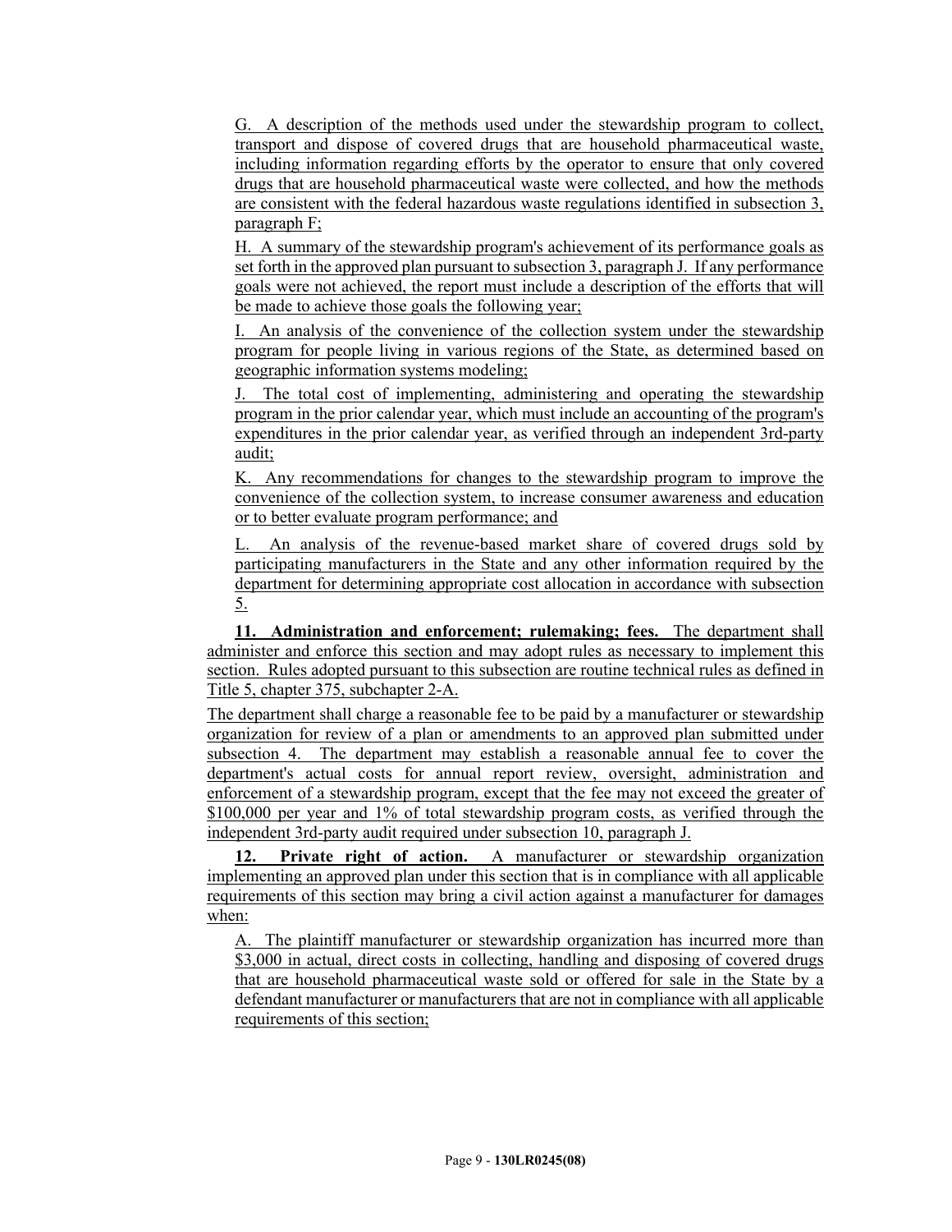G. A description of the methods used under the stewardship program to collect, transport and dispose of covered drugs that are household pharmaceutical waste, including information regarding efforts by the operator to ensure that only covered drugs that are household pharmaceutical waste were collected, and how the methods are consistent with the federal hazardous waste regulations identified in subsection 3, paragraph F;

H. A summary of the stewardship program's achievement of its performance goals as set forth in the approved plan pursuant to subsection 3, paragraph J. If any performance goals were not achieved, the report must include a description of the efforts that will be made to achieve those goals the following year;

I. An analysis of the convenience of the collection system under the stewardship program for people living in various regions of the State, as determined based on geographic information systems modeling;

J. The total cost of implementing, administering and operating the stewardship program in the prior calendar year, which must include an accounting of the program's expenditures in the prior calendar year, as verified through an independent 3rd-party audit;

K. Any recommendations for changes to the stewardship program to improve the convenience of the collection system, to increase consumer awareness and education or to better evaluate program performance; and

L. An analysis of the revenue-based market share of covered drugs sold by participating manufacturers in the State and any other information required by the department for determining appropriate cost allocation in accordance with subsection 5.

**11. Administration and enforcement; rulemaking; fees.** The department shall administer and enforce this section and may adopt rules as necessary to implement this section. Rules adopted pursuant to this subsection are routine technical rules as defined in Title 5, chapter 375, subchapter 2-A.

The department shall charge a reasonable fee to be paid by a manufacturer or stewardship organization for review of a plan or amendments to an approved plan submitted under subsection 4. The department may establish a reasonable annual fee to cover the department's actual costs for annual report review, oversight, administration and enforcement of a stewardship program, except that the fee may not exceed the greater of $100,000 per year and 1% of total stewardship program costs, as verified through the independent 3rd-party audit required under subsection 10, paragraph J.

**12. Private right of action.** A manufacturer or stewardship organization implementing an approved plan under this section that is in compliance with all applicable requirements of this section may bring a civil action against a manufacturer for damages when:

A. The plaintiff manufacturer or stewardship organization has incurred more than $3,000 in actual, direct costs in collecting, handling and disposing of covered drugs that are household pharmaceutical waste sold or offered for sale in the State by a defendant manufacturer or manufacturers that are not in compliance with all applicable requirements of this section;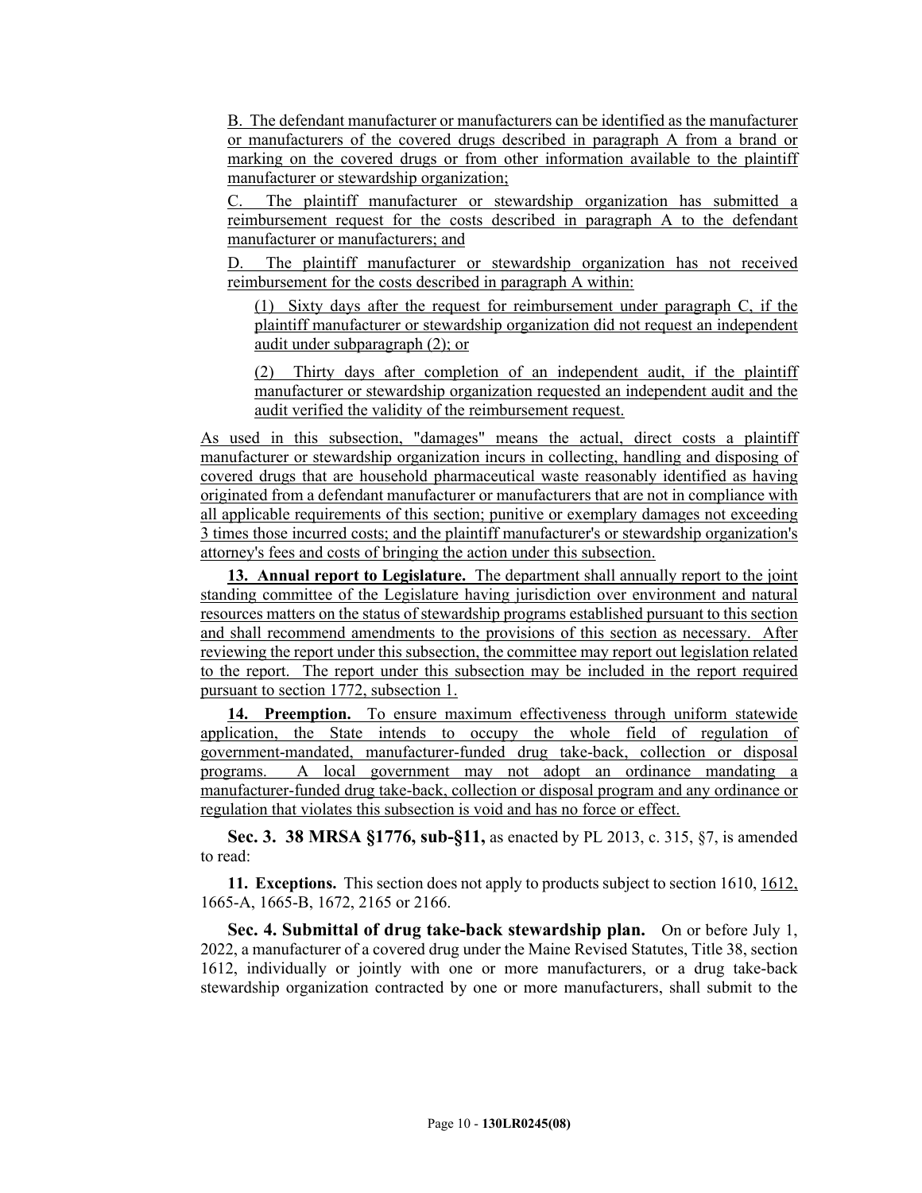B. The defendant manufacturer or manufacturers can be identified as the manufacturer or manufacturers of the covered drugs described in paragraph A from a brand or marking on the covered drugs or from other information available to the plaintiff manufacturer or stewardship organization;

C. The plaintiff manufacturer or stewardship organization has submitted a reimbursement request for the costs described in paragraph A to the defendant manufacturer or manufacturers; and

D. The plaintiff manufacturer or stewardship organization has not received reimbursement for the costs described in paragraph A within:

(1) Sixty days after the request for reimbursement under paragraph C, if the plaintiff manufacturer or stewardship organization did not request an independent audit under subparagraph (2); or

(2) Thirty days after completion of an independent audit, if the plaintiff manufacturer or stewardship organization requested an independent audit and the audit verified the validity of the reimbursement request.

As used in this subsection, "damages" means the actual, direct costs a plaintiff manufacturer or stewardship organization incurs in collecting, handling and disposing of covered drugs that are household pharmaceutical waste reasonably identified as having originated from a defendant manufacturer or manufacturers that are not in compliance with all applicable requirements of this section; punitive or exemplary damages not exceeding 3 times those incurred costs; and the plaintiff manufacturer's or stewardship organization's attorney's fees and costs of bringing the action under this subsection.

**13. Annual report to Legislature.** The department shall annually report to the joint standing committee of the Legislature having jurisdiction over environment and natural resources matters on the status of stewardship programs established pursuant to this section and shall recommend amendments to the provisions of this section as necessary. After reviewing the report under this subsection, the committee may report out legislation related to the report. The report under this subsection may be included in the report required pursuant to section 1772, subsection 1.

**14. Preemption.** To ensure maximum effectiveness through uniform statewide application, the State intends to occupy the whole field of regulation of government-mandated, manufacturer-funded drug take-back, collection or disposal programs. A local government may not adopt an ordinance mandating a manufacturer-funded drug take-back, collection or disposal program and any ordinance or regulation that violates this subsection is void and has no force or effect.

**Sec. 3. 38 MRSA §1776, sub-§11,** as enacted by PL 2013, c. 315, §7, is amended to read:

**11. Exceptions.** This section does not apply to products subject to section 1610, 1612, 1665-A, 1665-B, 1672, 2165 or 2166.

**Sec. 4. Submittal of drug take-back stewardship plan.** On or before July 1, 2022, a manufacturer of a covered drug under the Maine Revised Statutes, Title 38, section 1612, individually or jointly with one or more manufacturers, or a drug take-back stewardship organization contracted by one or more manufacturers, shall submit to the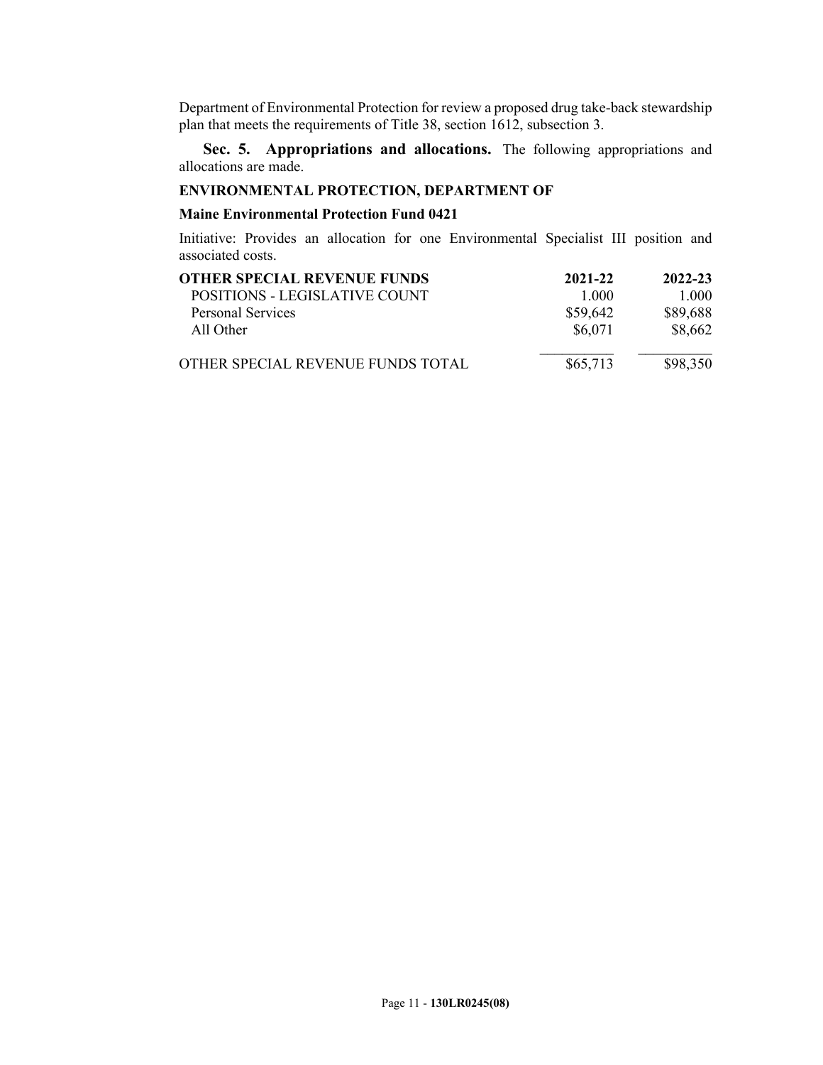Department of Environmental Protection for review a proposed drug take-back stewardship plan that meets the requirements of Title 38, section 1612, subsection 3.

**Sec. 5. Appropriations and allocations.** The following appropriations and allocations are made.

**ENVIRONMENTAL PROTECTION, DEPARTMENT OF**

**Maine Environmental Protection Fund 0421**

Initiative: Provides an allocation for one Environmental Specialist III position and associated costs.

| **OTHER SPECIAL REVENUE FUNDS** | **2021-22** | **2022-23** |
|---|---|---|
| POSITIONS - LEGISLATIVE COUNT | 1.000 | 1.000 |
| Personal Services | $59,642 | $89,688 |
| All Other | $6,071 | $8,662 |
| OTHER SPECIAL REVENUE FUNDS TOTAL | $65,713 | $98,350 |